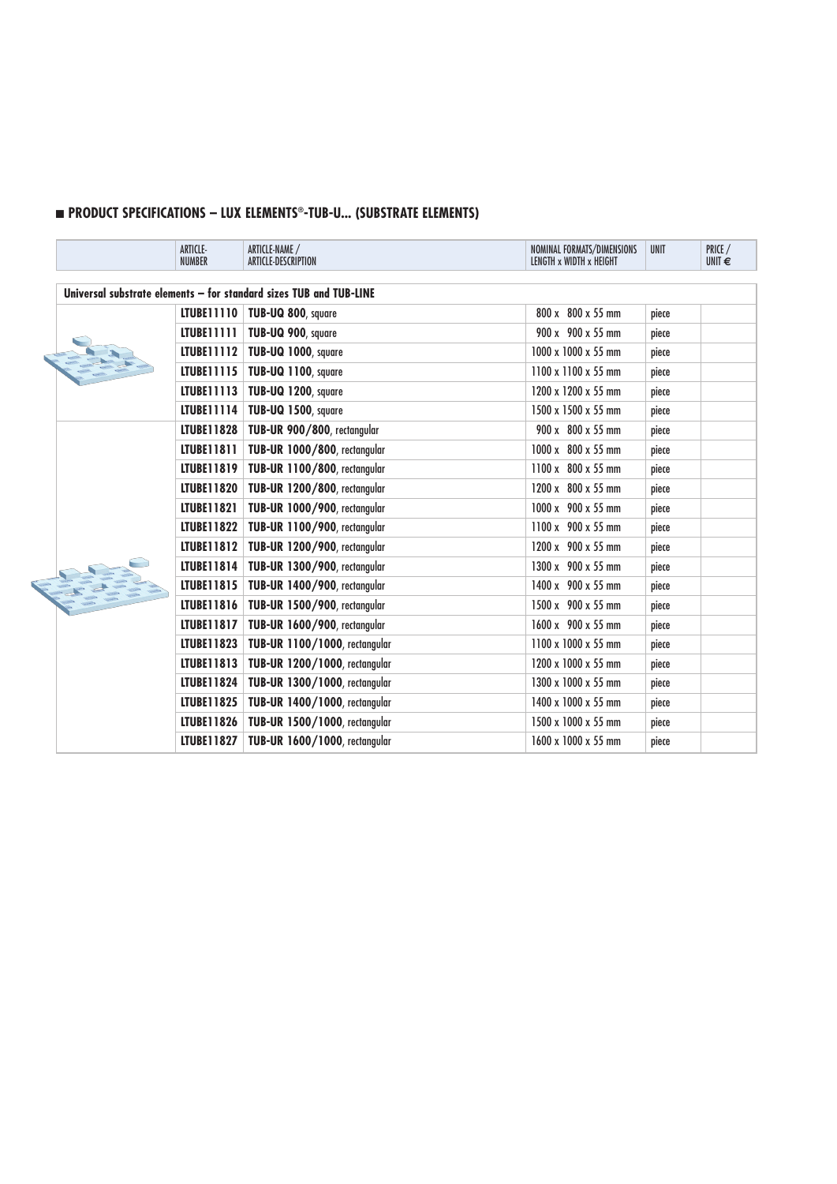## PRODUCT SPECIFICATIONS – LUX ELEMENTS®-TUB-U... (SUBSTRATE ELEMENTS)

| | ARTICLE-NUMBER | ARTICLE-NAME / ARTICLE-DESCRIPTION | NOMINAL FORMATS/DIMENSIONS LENGTH x WIDTH x HEIGHT | UNIT | PRICE / UNIT € |
|---|---|---|---|---|---|
| **Universal substrate elements – for standard sizes TUB and TUB-LINE** | | | | | |
| | **LTUBE11110** | **TUB-UQ 800**, square | 800 x 800 x 55 mm | piece | |
| | **LTUBE11111** | **TUB-UQ 900**, square | 900 x 900 x 55 mm | piece | |
| | **LTUBE11112** | **TUB-UQ 1000**, square | 1000 x 1000 x 55 mm | piece | |
| | **LTUBE11115** | **TUB-UQ 1100**, square | 1100 x 1100 x 55 mm | piece | |
| | **LTUBE11113** | **TUB-UQ 1200**, square | 1200 x 1200 x 55 mm | piece | |
| | **LTUBE11114** | **TUB-UQ 1500**, square | 1500 x 1500 x 55 mm | piece | |
| | **LTUBE11828** | **TUB-UR 900/800**, rectangular | 900 x 800 x 55 mm | piece | |
| | **LTUBE11811** | **TUB-UR 1000/800**, rectangular | 1000 x 800 x 55 mm | piece | |
| | **LTUBE11819** | **TUB-UR 1100/800**, rectangular | 1100 x 800 x 55 mm | piece | |
| | **LTUBE11820** | **TUB-UR 1200/800**, rectangular | 1200 x 800 x 55 mm | piece | |
| | **LTUBE11821** | **TUB-UR 1000/900**, rectangular | 1000 x 900 x 55 mm | piece | |
| | **LTUBE11822** | **TUB-UR 1100/900**, rectangular | 1100 x 900 x 55 mm | piece | |
| | **LTUBE11812** | **TUB-UR 1200/900**, rectangular | 1200 x 900 x 55 mm | piece | |
| | **LTUBE11814** | **TUB-UR 1300/900**, rectangular | 1300 x 900 x 55 mm | piece | |
| | **LTUBE11815** | **TUB-UR 1400/900**, rectangular | 1400 x 900 x 55 mm | piece | |
| | **LTUBE11816** | **TUB-UR 1500/900**, rectangular | 1500 x 900 x 55 mm | piece | |
| | **LTUBE11817** | **TUB-UR 1600/900**, rectangular | 1600 x 900 x 55 mm | piece | |
| | **LTUBE11823** | **TUB-UR 1100/1000**, rectangular | 1100 x 1000 x 55 mm | piece | |
| | **LTUBE11813** | **TUB-UR 1200/1000**, rectangular | 1200 x 1000 x 55 mm | piece | |
| | **LTUBE11824** | **TUB-UR 1300/1000**, rectangular | 1300 x 1000 x 55 mm | piece | |
| | **LTUBE11825** | **TUB-UR 1400/1000**, rectangular | 1400 x 1000 x 55 mm | piece | |
| | **LTUBE11826** | **TUB-UR 1500/1000**, rectangular | 1500 x 1000 x 55 mm | piece | |
| | **LTUBE11827** | **TUB-UR 1600/1000**, rectangular | 1600 x 1000 x 55 mm | piece | |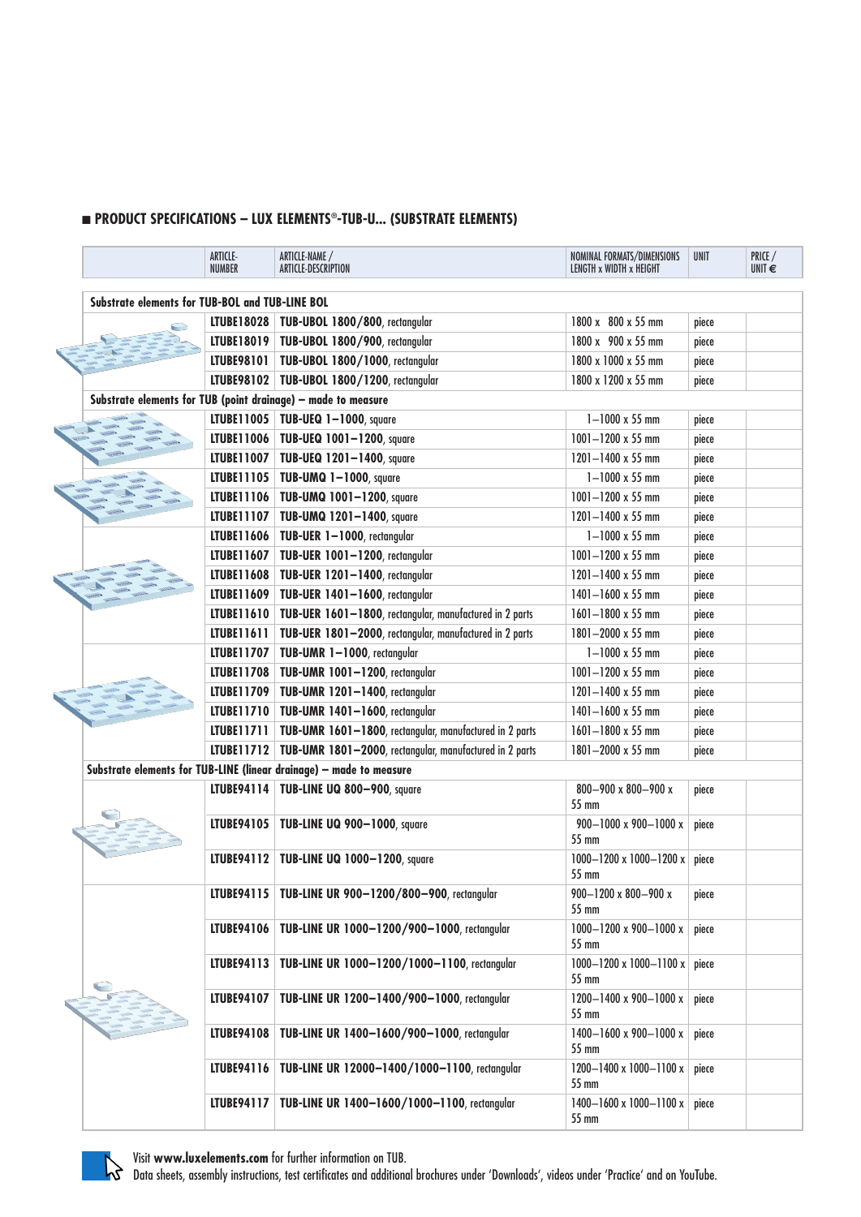## ■ PRODUCT SPECIFICATIONS – LUX ELEMENTS®-TUB-U... (SUBSTRATE ELEMENTS)

| | ARTICLE-NUMBER | ARTICLE-NAME / ARTICLE-DESCRIPTION | NOMINAL FORMATS/DIMENSIONS LENGTH x WIDTH x HEIGHT | UNIT | PRICE / UNIT € |
|---|---|---|---|---|---|
| **Substrate elements for TUB-BOL and TUB-LINE BOL** | | | | | |
| | LTUBE18028 | **TUB-UBOL 1800/800**, rectangular | 1800 x 800 x 55 mm | piece | |
| | LTUBE18019 | **TUB-UBOL 1800/900**, rectangular | 1800 x 900 x 55 mm | piece | |
| | LTUBE98101 | **TUB-UBOL 1800/1000**, rectangular | 1800 x 1000 x 55 mm | piece | |
| | LTUBE98102 | **TUB-UBOL 1800/1200**, rectangular | 1800 x 1200 x 55 mm | piece | |
| **Substrate elements for TUB (point drainage) – made to measure** | | | | | |
| | LTUBE11005 | **TUB-UEQ 1–1000**, square | 1–1000 x 55 mm | piece | |
| | LTUBE11006 | **TUB-UEQ 1001–1200**, square | 1001–1200 x 55 mm | piece | |
| | LTUBE11007 | **TUB-UEQ 1201–1400**, square | 1201–1400 x 55 mm | piece | |
| | LTUBE11105 | **TUB-UMQ 1–1000**, square | 1–1000 x 55 mm | piece | |
| | LTUBE11106 | **TUB-UMQ 1001–1200**, square | 1001–1200 x 55 mm | piece | |
| | LTUBE11107 | **TUB-UMQ 1201–1400**, square | 1201–1400 x 55 mm | piece | |
| | LTUBE11606 | **TUB-UER 1–1000**, rectangular | 1–1000 x 55 mm | piece | |
| | LTUBE11607 | **TUB-UER 1001–1200**, rectangular | 1001–1200 x 55 mm | piece | |
| | LTUBE11608 | **TUB-UER 1201–1400**, rectangular | 1201–1400 x 55 mm | piece | |
| | LTUBE11609 | **TUB-UER 1401–1600**, rectangular | 1401–1600 x 55 mm | piece | |
| | LTUBE11610 | **TUB-UER 1601–1800**, rectangular, manufactured in 2 parts | 1601–1800 x 55 mm | piece | |
| | LTUBE11611 | **TUB-UER 1801–2000**, rectangular, manufactured in 2 parts | 1801–2000 x 55 mm | piece | |
| | LTUBE11707 | **TUB-UMR 1–1000**, rectangular | 1–1000 x 55 mm | piece | |
| | LTUBE11708 | **TUB-UMR 1001–1200**, rectangular | 1001–1200 x 55 mm | piece | |
| | LTUBE11709 | **TUB-UMR 1201–1400**, rectangular | 1201–1400 x 55 mm | piece | |
| | LTUBE11710 | **TUB-UMR 1401–1600**, rectangular | 1401–1600 x 55 mm | piece | |
| | LTUBE11711 | **TUB-UMR 1601–1800**, rectangular, manufactured in 2 parts | 1601–1800 x 55 mm | piece | |
| | LTUBE11712 | **TUB-UMR 1801–2000**, rectangular, manufactured in 2 parts | 1801–2000 x 55 mm | piece | |
| **Substrate elements for TUB-LINE (linear drainage) – made to measure** | | | | | |
| | LTUBE94114 | **TUB-LINE UQ 800–900**, square | 800–900 x 800–900 x 55 mm | piece | |
| | LTUBE94105 | **TUB-LINE UQ 900–1000**, square | 900–1000 x 900–1000 x 55 mm | piece | |
| | LTUBE94112 | **TUB-LINE UQ 1000–1200**, square | 1000–1200 x 1000–1200 x 55 mm | piece | |
| | LTUBE94115 | **TUB-LINE UR 900–1200/800–900**, rectangular | 900–1200 x 800–900 x 55 mm | piece | |
| | LTUBE94106 | **TUB-LINE UR 1000–1200/900–1000**, rectangular | 1000–1200 x 900–1000 x 55 mm | piece | |
| | LTUBE94113 | **TUB-LINE UR 1000–1200/1000–1100**, rectangular | 1000–1200 x 1000–1100 x 55 mm | piece | |
| | LTUBE94107 | **TUB-LINE UR 1200–1400/900–1000**, rectangular | 1200–1400 x 900–1000 x 55 mm | piece | |
| | LTUBE94108 | **TUB-LINE UR 1400–1600/900–1000**, rectangular | 1400–1600 x 900–1000 x 55 mm | piece | |
| | LTUBE94116 | **TUB-LINE UR 12000–1400/1000–1100**, rectangular | 1200–1400 x 1000–1100 x 55 mm | piece | |
| | LTUBE94117 | **TUB-LINE UR 1400–1600/1000–1100**, rectangular | 1400–1600 x 1000–1100 x 55 mm | piece | |

Visit **www.luxelements.com** for further information on TUB.
Data sheets, assembly instructions, test certificates and additional brochures under 'Downloads', videos under 'Practice' and on YouTube.